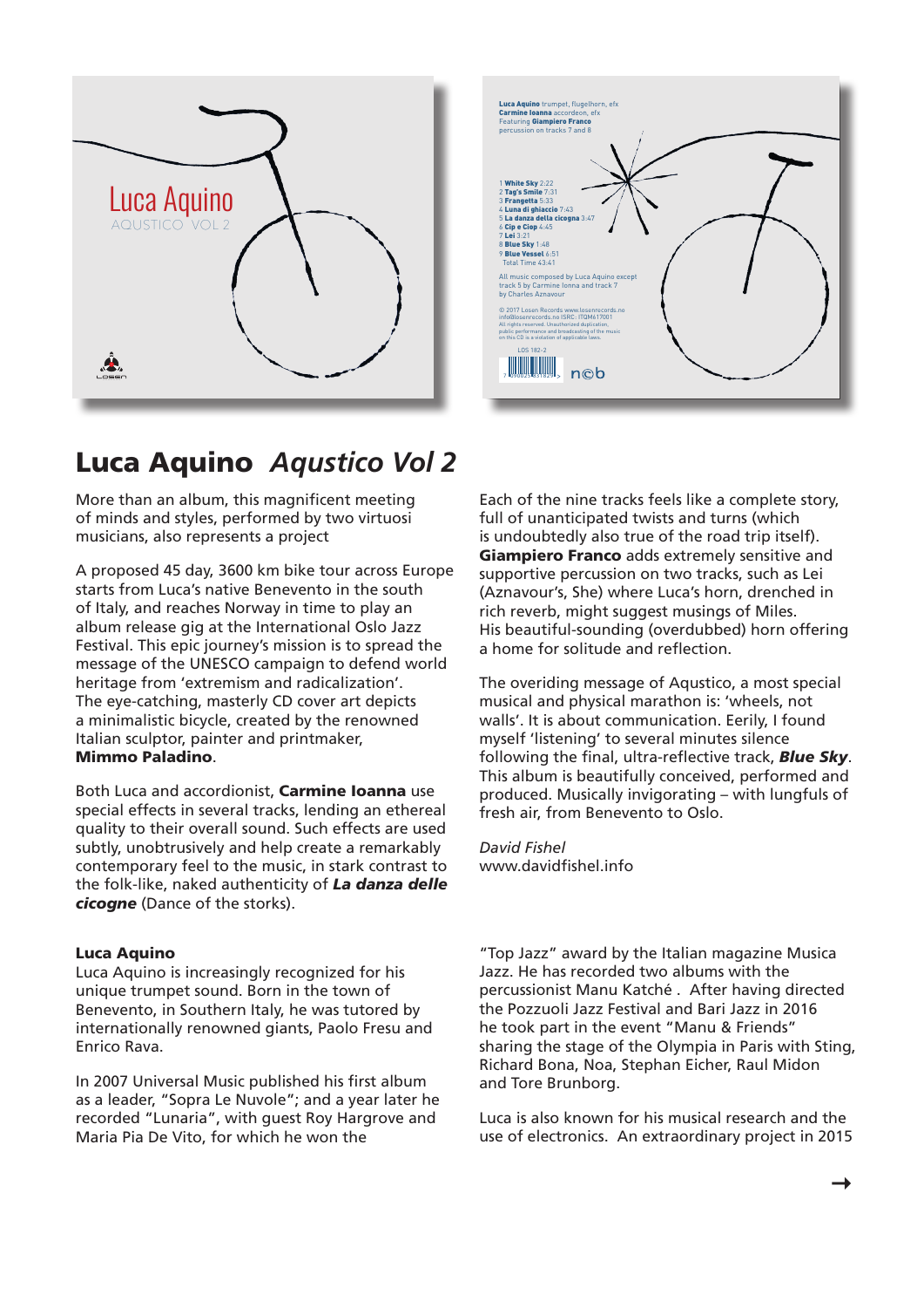# Luca Aquino *Aqustico Vol 2*

More than an album, this magnificent meeting of minds and styles, performed by two virtuosi musicians, also represents a project

A proposed 45 day, 3600 km bike tour across Europe starts from Luca's native Benevento in the south of Italy, and reaches Norway in time to play an album release gig at the International Oslo Jazz Festival. This epic journey's mission is to spread the message of the UNESCO campaign to defend world heritage from 'extremism and radicalization'. The eye-catching, masterly CD cover art depicts a minimalistic bicycle, created by the renowned Italian sculptor, painter and printmaker, **Mimmo Paladino**.

Both Luca and accordionist, **Carmine Ioanna** use special effects in several tracks, lending an ethereal quality to their overall sound. Such effects are used subtly, unobtrusively and help create a remarkably contemporary feel to the music, in stark contrast to the folk-like, naked authenticity of ***La danza delle cicogne*** (Dance of the storks).

Each of the nine tracks feels like a complete story, full of unanticipated twists and turns (which is undoubtedly also true of the road trip itself). **Giampiero Franco** adds extremely sensitive and supportive percussion on two tracks, such as Lei (Aznavour's, She) where Luca's horn, drenched in rich reverb, might suggest musings of Miles. His beautiful-sounding (overdubbed) horn offering a home for solitude and reflection.

The overiding message of Aqustico, a most special musical and physical marathon is: 'wheels, not walls'. It is about communication. Eerily, I found myself 'listening' to several minutes silence following the final, ultra-reflective track, ***Blue Sky***. This album is beautifully conceived, performed and produced. Musically invigorating – with lungfuls of fresh air, from Benevento to Oslo.

*David Fishel*
www.davidfishel.info

**Luca Aquino**
Luca Aquino is increasingly recognized for his unique trumpet sound. Born in the town of Benevento, in Southern Italy, he was tutored by internationally renowned giants, Paolo Fresu and Enrico Rava.

In 2007 Universal Music published his first album as a leader, "Sopra Le Nuvole"; and a year later he recorded "Lunaria", with guest Roy Hargrove and Maria Pia De Vito, for which he won the "Top Jazz" award by the Italian magazine Musica Jazz. He has recorded two albums with the percussionist Manu Katché . After having directed the Pozzuoli Jazz Festival and Bari Jazz in 2016 he took part in the event "Manu & Friends" sharing the stage of the Olympia in Paris with Sting, Richard Bona, Noa, Stephan Eicher, Raul Midon and Tore Brunborg.

Luca is also known for his musical research and the use of electronics. An extraordinary project in 2015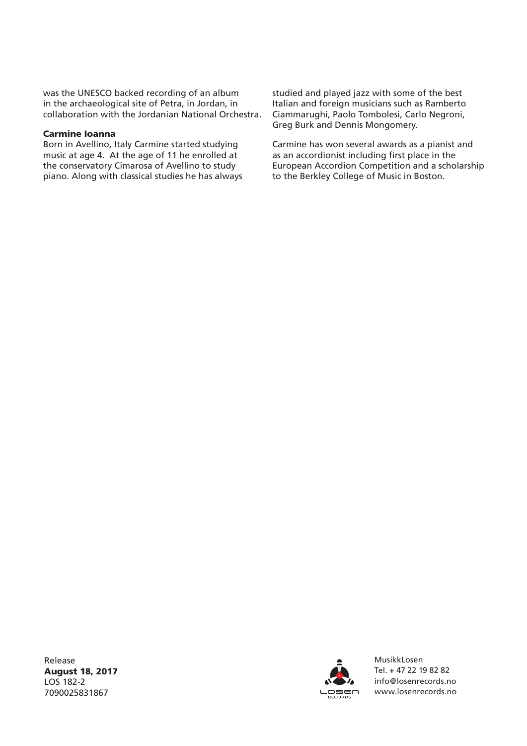was the UNESCO backed recording of an album in the archaeological site of Petra, in Jordan, in collaboration with the Jordanian National Orchestra.

**Carmine Ioanna**

Born in Avellino, Italy Carmine started studying music at age 4. At the age of 11 he enrolled at the conservatory Cimarosa of Avellino to study piano. Along with classical studies he has always studied and played jazz with some of the best Italian and foreign musicians such as Ramberto Ciammarughi, Paolo Tombolesi, Carlo Negroni, Greg Burk and Dennis Mongomery.

Carmine has won several awards as a pianist and as an accordionist including first place in the European Accordion Competition and a scholarship to the Berkley College of Music in Boston.

Release
**August 18, 2017**
LOS 182-2
7090025831867

MusikkLosen
Tel. + 47 22 19 82 82
info@losenrecords.no
www.losenrecords.no